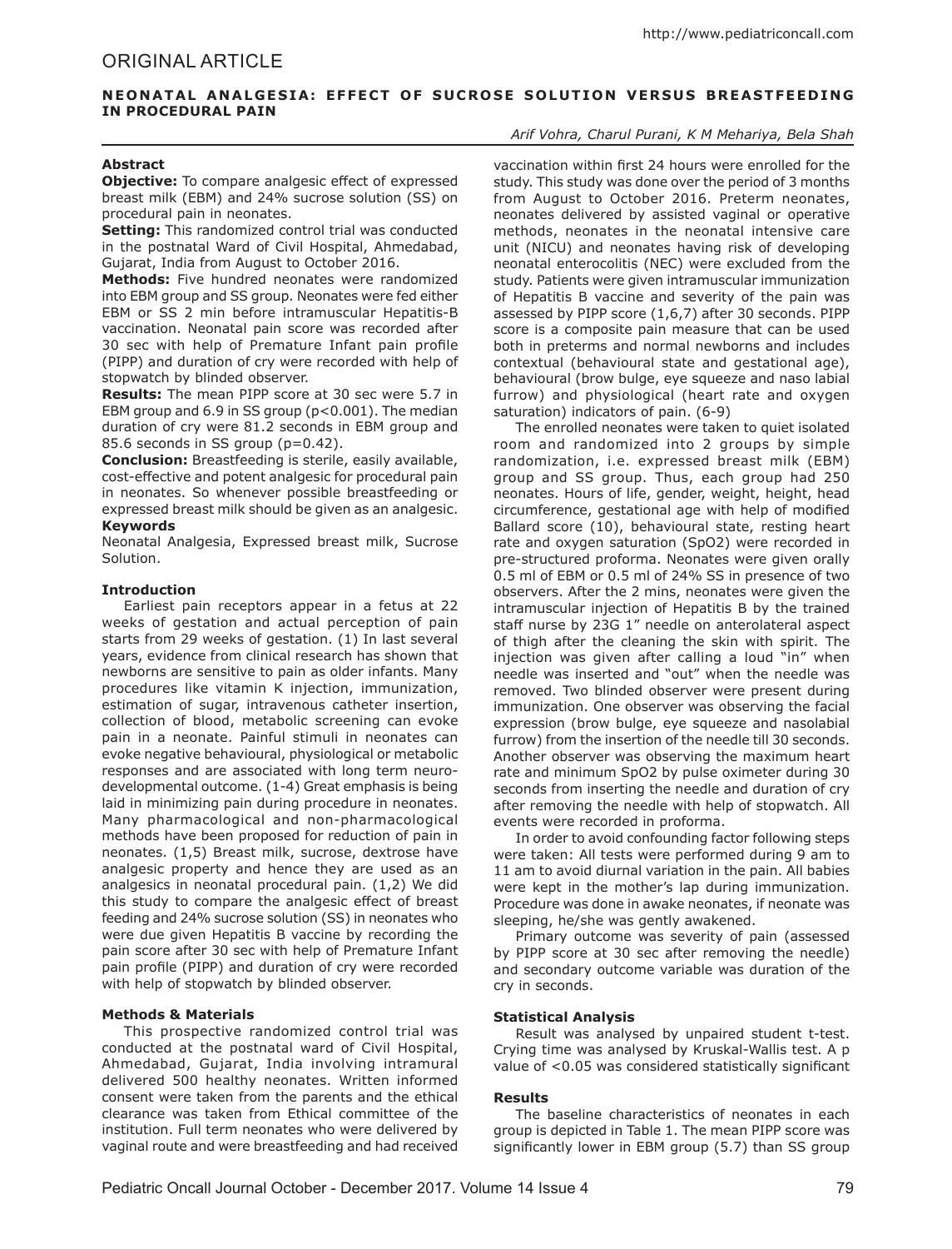ORIGINAL ARTICLE

# NEONATAL ANALGESIA: EFFECT OF SUCROSE SOLUTION VERSUS BREASTFEEDING IN PROCEDURAL PAIN

*Arif Vohra, Charul Purani, K M Mehariya, Bela Shah*

### Abstract

**Objective:** To compare analgesic effect of expressed breast milk (EBM) and 24% sucrose solution (SS) on procedural pain in neonates.

**Setting:** This randomized control trial was conducted in the postnatal Ward of Civil Hospital, Ahmedabad, Gujarat, India from August to October 2016.

**Methods:** Five hundred neonates were randomized into EBM group and SS group. Neonates were fed either EBM or SS 2 min before intramuscular Hepatitis-B vaccination. Neonatal pain score was recorded after 30 sec with help of Premature Infant pain profile (PIPP) and duration of cry were recorded with help of stopwatch by blinded observer.

**Results:** The mean PIPP score at 30 sec were 5.7 in EBM group and 6.9 in SS group ($p<0.001$). The median duration of cry were 81.2 seconds in EBM group and 85.6 seconds in SS group ($p=0.42$).

**Conclusion:** Breastfeeding is sterile, easily available, cost-effective and potent analgesic for procedural pain in neonates. So whenever possible breastfeeding or expressed breast milk should be given as an analgesic.

### Keywords

Neonatal Analgesia, Expressed breast milk, Sucrose Solution.

### Introduction

Earliest pain receptors appear in a fetus at 22 weeks of gestation and actual perception of pain starts from 29 weeks of gestation. (1) In last several years, evidence from clinical research has shown that newborns are sensitive to pain as older infants. Many procedures like vitamin K injection, immunization, estimation of sugar, intravenous catheter insertion, collection of blood, metabolic screening can evoke pain in a neonate. Painful stimuli in neonates can evoke negative behavioural, physiological or metabolic responses and are associated with long term neuro-developmental outcome. (1-4) Great emphasis is being laid in minimizing pain during procedure in neonates. Many pharmacological and non-pharmacological methods have been proposed for reduction of pain in neonates. (1,5) Breast milk, sucrose, dextrose have analgesic property and hence they are used as an analgesics in neonatal procedural pain. (1,2) We did this study to compare the analgesic effect of breast feeding and 24% sucrose solution (SS) in neonates who were due given Hepatitis B vaccine by recording the pain score after 30 sec with help of Premature Infant pain profile (PIPP) and duration of cry were recorded with help of stopwatch by blinded observer.

### Methods & Materials

This prospective randomized control trial was conducted at the postnatal ward of Civil Hospital, Ahmedabad, Gujarat, India involving intramural delivered 500 healthy neonates. Written informed consent were taken from the parents and the ethical clearance was taken from Ethical committee of the institution. Full term neonates who were delivered by vaginal route and were breastfeeding and had received vaccination within first 24 hours were enrolled for the study. This study was done over the period of 3 months from August to October 2016. Preterm neonates, neonates delivered by assisted vaginal or operative methods, neonates in the neonatal intensive care unit (NICU) and neonates having risk of developing neonatal enterocolitis (NEC) were excluded from the study. Patients were given intramuscular immunization of Hepatitis B vaccine and severity of the pain was assessed by PIPP score (1,6,7) after 30 seconds. PIPP score is a composite pain measure that can be used both in preterms and normal newborns and includes contextual (behavioural state and gestational age), behavioural (brow bulge, eye squeeze and naso labial furrow) and physiological (heart rate and oxygen saturation) indicators of pain. (6-9)

The enrolled neonates were taken to quiet isolated room and randomized into 2 groups by simple randomization, i.e. expressed breast milk (EBM) group and SS group. Thus, each group had 250 neonates. Hours of life, gender, weight, height, head circumference, gestational age with help of modified Ballard score (10), behavioural state, resting heart rate and oxygen saturation (SpO2) were recorded in pre-structured proforma. Neonates were given orally 0.5 ml of EBM or 0.5 ml of 24% SS in presence of two observers. After the 2 mins, neonates were given the intramuscular injection of Hepatitis B by the trained staff nurse by 23G 1" needle on anterolateral aspect of thigh after the cleaning the skin with spirit. The injection was given after calling a loud "in" when needle was inserted and "out" when the needle was removed. Two blinded observer were present during immunization. One observer was observing the facial expression (brow bulge, eye squeeze and nasolabial furrow) from the insertion of the needle till 30 seconds. Another observer was observing the maximum heart rate and minimum SpO2 by pulse oximeter during 30 seconds from inserting the needle and duration of cry after removing the needle with help of stopwatch. All events were recorded in proforma.

In order to avoid confounding factor following steps were taken: All tests were performed during 9 am to 11 am to avoid diurnal variation in the pain. All babies were kept in the mother's lap during immunization. Procedure was done in awake neonates, if neonate was sleeping, he/she was gently awakened.

Primary outcome was severity of pain (assessed by PIPP score at 30 sec after removing the needle) and secondary outcome variable was duration of the cry in seconds.

### Statistical Analysis

Result was analysed by unpaired student t-test. Crying time was analysed by Kruskal-Wallis test. A p value of <0.05 was considered statistically significant

### Results

The baseline characteristics of neonates in each group is depicted in Table 1. The mean PIPP score was significantly lower in EBM group (5.7) than SS group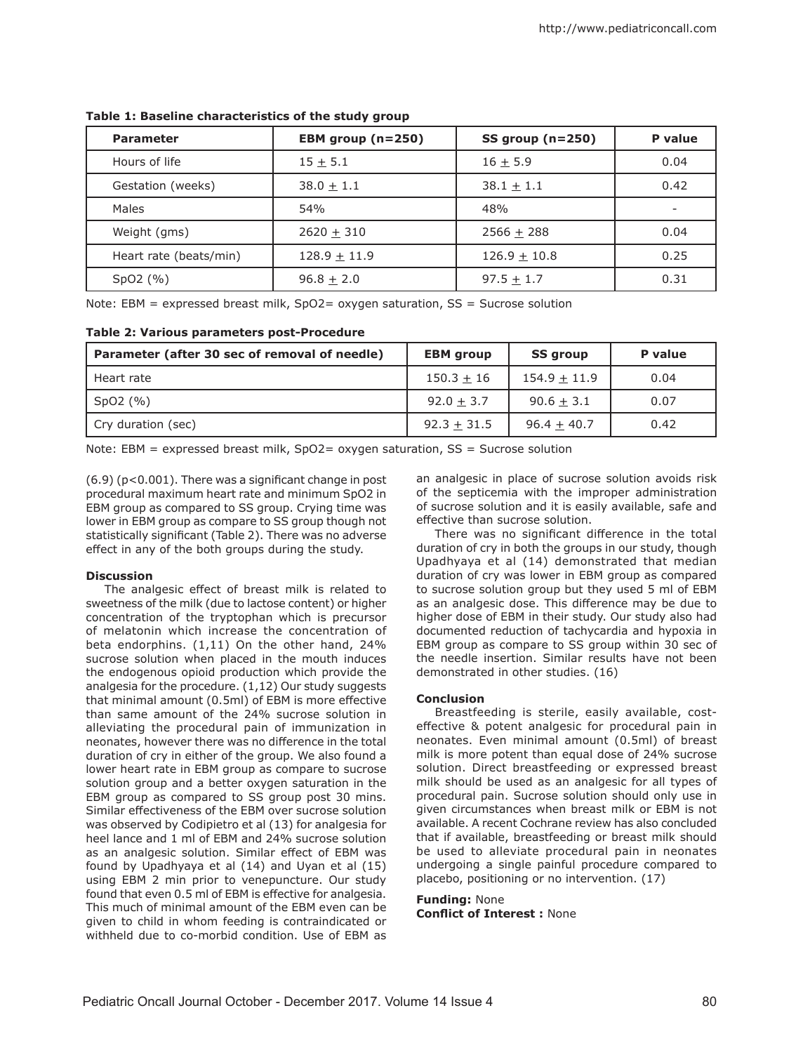**Table 1: Baseline characteristics of the study group**

| Parameter | EBM group (n=250) | SS group (n=250) | P value |
|---|---|---|---|
| Hours of life | 15 ± 5.1 | 16 ± 5.9 | 0.04 |
| Gestation (weeks) | 38.0 ± 1.1 | 38.1 ± 1.1 | 0.42 |
| Males | 54% | 48% | - |
| Weight (gms) | 2620 ± 310 | 2566 ± 288 | 0.04 |
| Heart rate (beats/min) | 128.9 ± 11.9 | 126.9 ± 10.8 | 0.25 |
| SpO2 (%) | 96.8 ± 2.0 | 97.5 ± 1.7 | 0.31 |

Note: EBM = expressed breast milk, SpO2= oxygen saturation, SS = Sucrose solution

**Table 2: Various parameters post-Procedure**

| Parameter (after 30 sec of removal of needle) | EBM group | SS group | P value |
|---|---|---|---|
| Heart rate | 150.3 ± 16 | 154.9 ± 11.9 | 0.04 |
| SpO2 (%) | 92.0 ± 3.7 | 90.6 ± 3.1 | 0.07 |
| Cry duration (sec) | 92.3 ± 31.5 | 96.4 ± 40.7 | 0.42 |

Note: EBM = expressed breast milk, SpO2= oxygen saturation, SS = Sucrose solution

(6.9) ($p<0.001$). There was a significant change in post procedural maximum heart rate and minimum SpO2 in EBM group as compared to SS group. Crying time was lower in EBM group as compare to SS group though not statistically significant (Table 2). There was no adverse effect in any of the both groups during the study.

**Discussion**

The analgesic effect of breast milk is related to sweetness of the milk (due to lactose content) or higher concentration of the tryptophan which is precursor of melatonin which increase the concentration of beta endorphins. (1,11) On the other hand, 24% sucrose solution when placed in the mouth induces the endogenous opioid production which provide the analgesia for the procedure. (1,12) Our study suggests that minimal amount (0.5ml) of EBM is more effective than same amount of the 24% sucrose solution in alleviating the procedural pain of immunization in neonates, however there was no difference in the total duration of cry in either of the group. We also found a lower heart rate in EBM group as compare to sucrose solution group and a better oxygen saturation in the EBM group as compared to SS group post 30 mins. Similar effectiveness of the EBM over sucrose solution was observed by Codipietro et al (13) for analgesia for heel lance and 1 ml of EBM and 24% sucrose solution as an analgesic solution. Similar effect of EBM was found by Upadhyaya et al (14) and Uyan et al (15) using EBM 2 min prior to venepuncture. Our study found that even 0.5 ml of EBM is effective for analgesia. This much of minimal amount of the EBM even can be given to child in whom feeding is contraindicated or withheld due to co-morbid condition. Use of EBM as an analgesic in place of sucrose solution avoids risk of the septicemia with the improper administration of sucrose solution and it is easily available, safe and effective than sucrose solution.

There was no significant difference in the total duration of cry in both the groups in our study, though Upadhyaya et al (14) demonstrated that median duration of cry was lower in EBM group as compared to sucrose solution group but they used 5 ml of EBM as an analgesic dose. This difference may be due to higher dose of EBM in their study. Our study also had documented reduction of tachycardia and hypoxia in EBM group as compare to SS group within 30 sec of the needle insertion. Similar results have not been demonstrated in other studies. (16)

**Conclusion**

Breastfeeding is sterile, easily available, cost-effective & potent analgesic for procedural pain in neonates. Even minimal amount (0.5ml) of breast milk is more potent than equal dose of 24% sucrose solution. Direct breastfeeding or expressed breast milk should be used as an analgesic for all types of procedural pain. Sucrose solution should only use in given circumstances when breast milk or EBM is not available. A recent Cochrane review has also concluded that if available, breastfeeding or breast milk should be used to alleviate procedural pain in neonates undergoing a single painful procedure compared to placebo, positioning or no intervention. (17)

**Funding:** None
**Conflict of Interest :** None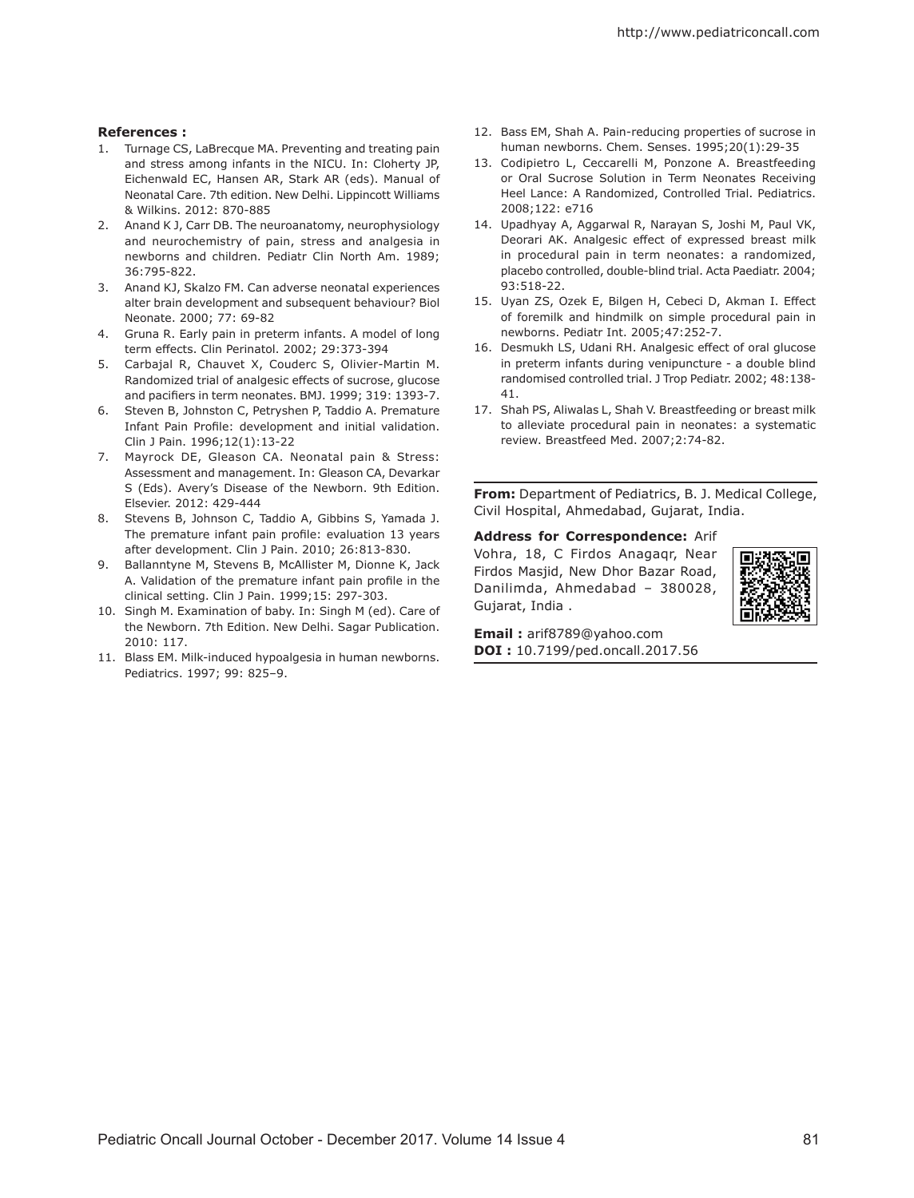**References :**

1. Turnage CS, LaBrecque MA. Preventing and treating pain and stress among infants in the NICU. In: Cloherty JP, Eichenwald EC, Hansen AR, Stark AR (eds). Manual of Neonatal Care. 7th edition. New Delhi. Lippincott Williams & Wilkins. 2012: 870-885
2. Anand K J, Carr DB. The neuroanatomy, neurophysiology and neurochemistry of pain, stress and analgesia in newborns and children. Pediatr Clin North Am. 1989; 36:795-822.
3. Anand KJ, Skalzo FM. Can adverse neonatal experiences alter brain development and subsequent behaviour? Biol Neonate. 2000; 77: 69-82
4. Gruna R. Early pain in preterm infants. A model of long term effects. Clin Perinatol. 2002; 29:373-394
5. Carbajal R, Chauvet X, Couderc S, Olivier-Martin M. Randomized trial of analgesic effects of sucrose, glucose and pacifiers in term neonates. BMJ. 1999; 319: 1393-7.
6. Steven B, Johnston C, Petryshen P, Taddio A. Premature Infant Pain Profile: development and initial validation. Clin J Pain. 1996;12(1):13-22
7. Mayrock DE, Gleason CA. Neonatal pain & Stress: Assessment and management. In: Gleason CA, Devarkar S (Eds). Avery's Disease of the Newborn. 9th Edition. Elsevier. 2012: 429-444
8. Stevens B, Johnson C, Taddio A, Gibbins S, Yamada J. The premature infant pain profile: evaluation 13 years after development. Clin J Pain. 2010; 26:813-830.
9. Ballanntyne M, Stevens B, McAllister M, Dionne K, Jack A. Validation of the premature infant pain profile in the clinical setting. Clin J Pain. 1999;15: 297-303.
10. Singh M. Examination of baby. In: Singh M (ed). Care of the Newborn. 7th Edition. New Delhi. Sagar Publication. 2010: 117.
11. Blass EM. Milk-induced hypoalgesia in human newborns. Pediatrics. 1997; 99: 825–9.
12. Bass EM, Shah A. Pain-reducing properties of sucrose in human newborns. Chem. Senses. 1995;20(1):29-35
13. Codipietro L, Ceccarelli M, Ponzone A. Breastfeeding or Oral Sucrose Solution in Term Neonates Receiving Heel Lance: A Randomized, Controlled Trial. Pediatrics. 2008;122: e716
14. Upadhyay A, Aggarwal R, Narayan S, Joshi M, Paul VK, Deorari AK. Analgesic effect of expressed breast milk in procedural pain in term neonates: a randomized, placebo controlled, double-blind trial. Acta Paediatr. 2004; 93:518-22.
15. Uyan ZS, Ozek E, Bilgen H, Cebeci D, Akman I. Effect of foremilk and hindmilk on simple procedural pain in newborns. Pediatr Int. 2005;47:252-7.
16. Desmukh LS, Udani RH. Analgesic effect of oral glucose in preterm infants during venipuncture - a double blind randomised controlled trial. J Trop Pediatr. 2002; 48:138-41.
17. Shah PS, Aliwalas L, Shah V. Breastfeeding or breast milk to alleviate procedural pain in neonates: a systematic review. Breastfeed Med. 2007;2:74-82.

**From:** Department of Pediatrics, B. J. Medical College, Civil Hospital, Ahmedabad, Gujarat, India.

**Address for Correspondence:** Arif Vohra, 18, C Firdos Anagaqr, Near Firdos Masjid, New Dhor Bazar Road, Danilimda, Ahmedabad – 380028, Gujarat, India .

**Email :** arif8789@yahoo.com
**DOI :** 10.7199/ped.oncall.2017.56